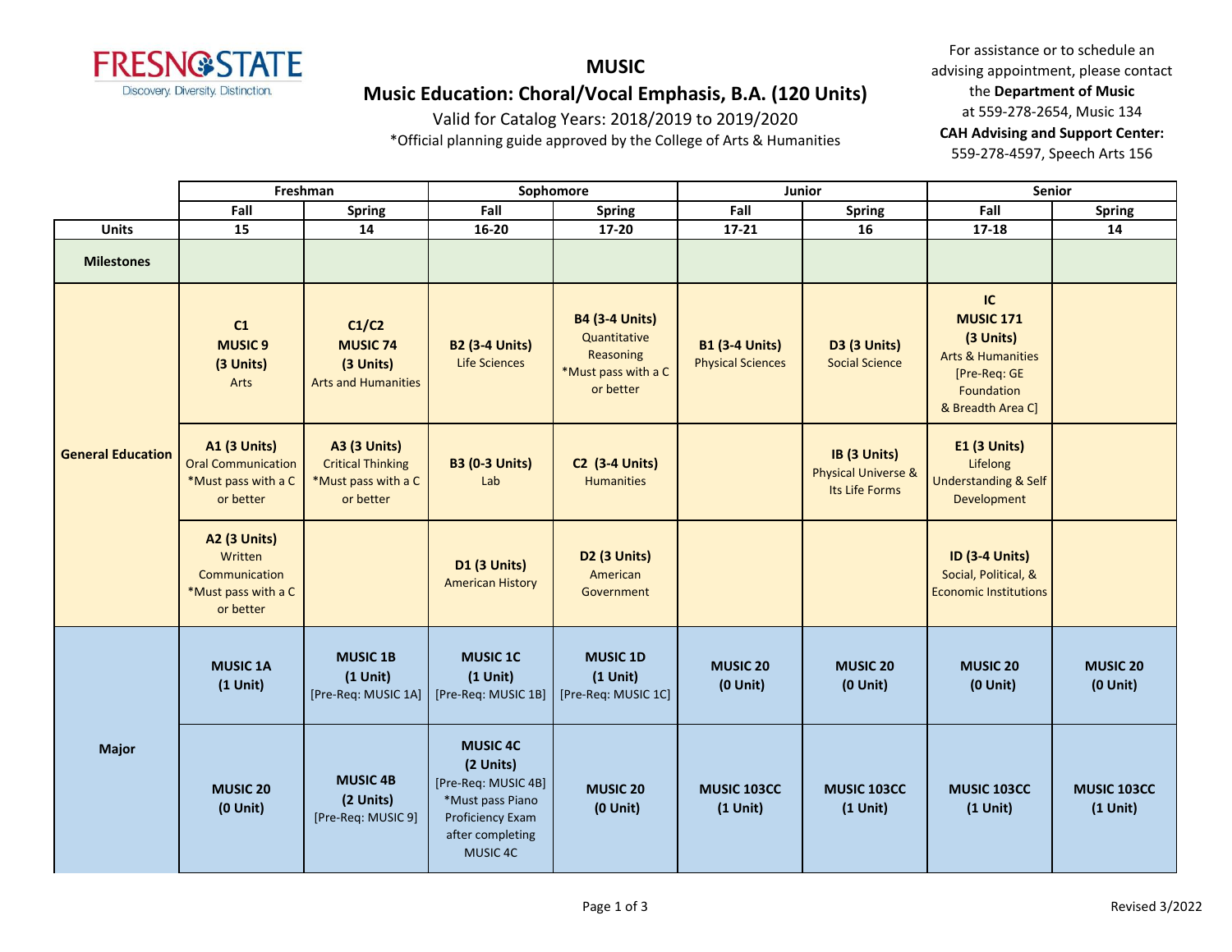# MUSIC

## Music Education: Choral/Vocal Emphasis, B.A. (120 Units)

Valid for Catalog Years: 2018/2019 to 2019/2020

*Official planning guide approved by the College of Arts & Humanities

For assistance or to schedule an advising appointment, please contact the **Department of Music** at 559-278-2654, Music 134

**CAH Advising and Support Center:** 559-278-4597, Speech Arts 156

| | Freshman | | Sophomore | | Junior | | Senior | |
|---|---|---|---|---|---|---|---|---|
| | Fall | Spring | Fall | Spring | Fall | Spring | Fall | Spring |
| **Units** | **15** | **14** | **16-20** | **17-20** | **17-21** | **16** | **17-18** | **14** |
| **Milestones** | | | | | | | | |
| **General Education** | **C1** **MUSIC 9** **(3 Units)** Arts | **C1/C2** **MUSIC 74** **(3 Units)** Arts and Humanities | **B2 (3-4 Units)** Life Sciences | **B4 (3-4 Units)** Quantitative Reasoning *Must pass with a C or better | **B1 (3-4 Units)** Physical Sciences | **D3 (3 Units)** Social Science | **IC** **MUSIC 171** **(3 Units)** Arts & Humanities [Pre-Req: GE Foundation & Breadth Area C] | |
| | **A1 (3 Units)** Oral Communication *Must pass with a C or better | **A3 (3 Units)** Critical Thinking *Must pass with a C or better | **B3 (0-3 Units)** Lab | **C2 (3-4 Units)** Humanities | | **IB (3 Units)** Physical Universe & Its Life Forms | **E1 (3 Units)** Lifelong Understanding & Self Development | |
| | **A2 (3 Units)** Written Communication *Must pass with a C or better | | **D1 (3 Units)** American History | **D2 (3 Units)** American Government | | | **ID (3-4 Units)** Social, Political, & Economic Institutions | |
| **Major** | **MUSIC 1A** **(1 Unit)** | **MUSIC 1B** **(1 Unit)** [Pre-Req: MUSIC 1A] | **MUSIC 1C** **(1 Unit)** [Pre-Req: MUSIC 1B] | **MUSIC 1D** **(1 Unit)** [Pre-Req: MUSIC 1C] | **MUSIC 20** **(0 Unit)** | **MUSIC 20** **(0 Unit)** | **MUSIC 20** **(0 Unit)** | **MUSIC 20** **(0 Unit)** |
| | **MUSIC 20** **(0 Unit)** | **MUSIC 4B** **(2 Units)** [Pre-Req: MUSIC 9] | **MUSIC 4C** **(2 Units)** [Pre-Req: MUSIC 4B] *Must pass Piano Proficiency Exam after completing MUSIC 4C | **MUSIC 20** **(0 Unit)** | **MUSIC 103CC** **(1 Unit)** | **MUSIC 103CC** **(1 Unit)** | **MUSIC 103CC** **(1 Unit)** | **MUSIC 103CC** **(1 Unit)** |

Revised 3/2022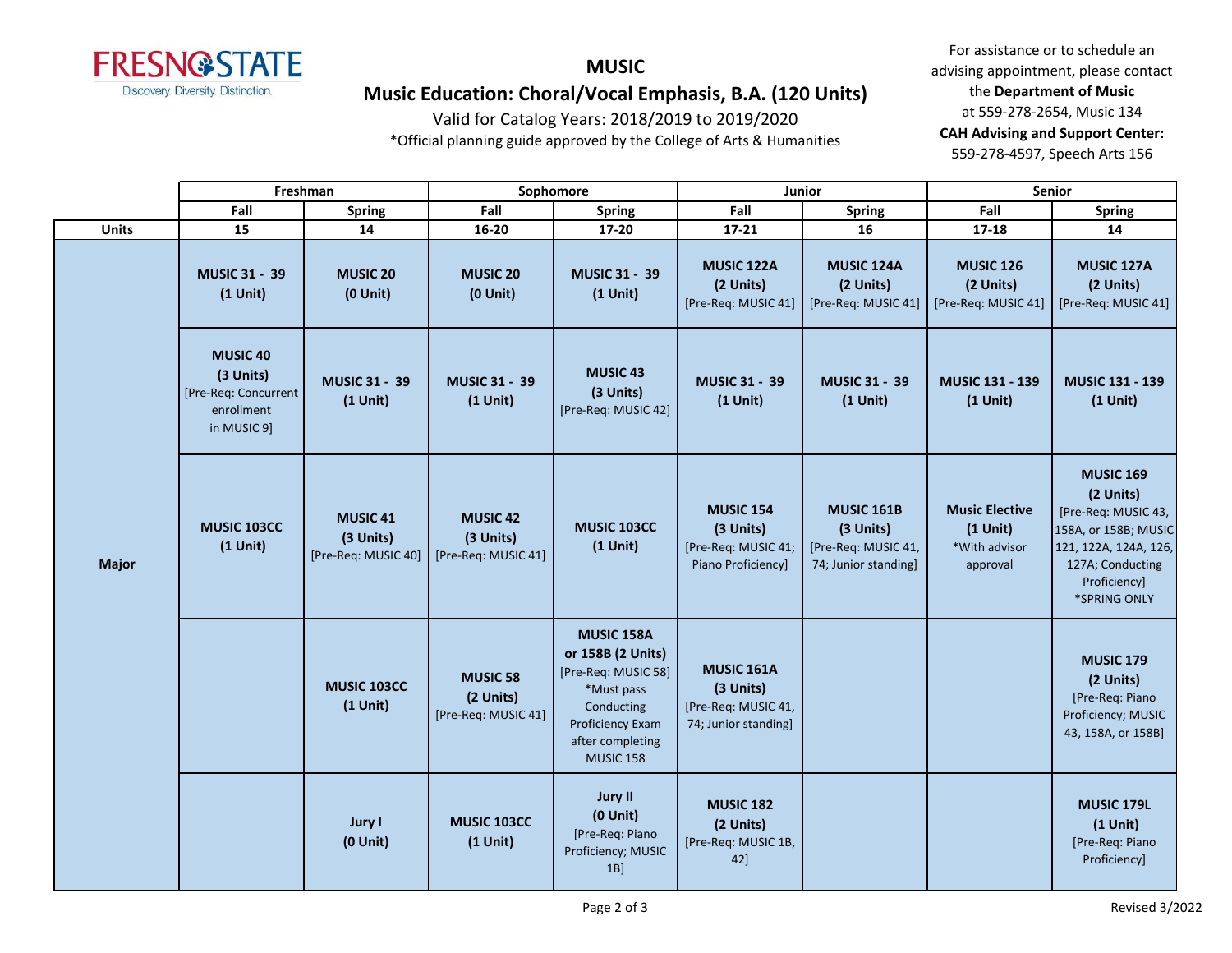# MUSIC

## Music Education: Choral/Vocal Emphasis, B.A. (120 Units)

Valid for Catalog Years: 2018/2019 to 2019/2020

*Official planning guide approved by the College of Arts & Humanities

For assistance or to schedule an advising appointment, please contact the **Department of Music** at 559-278-2654, Music 134

**CAH Advising and Support Center:** 559-278-4597, Speech Arts 156

| | Freshman | | Sophomore | | Junior | | Senior | |
|---|---|---|---|---|---|---|---|---|
| | Fall | Spring | Fall | Spring | Fall | Spring | Fall | Spring |
| **Units** | 15 | 14 | 16-20 | 17-20 | 17-21 | 16 | 17-18 | 14 |
| **Major** | **MUSIC 31 - 39 (1 Unit)** | **MUSIC 20 (0 Unit)** | **MUSIC 20 (0 Unit)** | **MUSIC 31 - 39 (1 Unit)** | **MUSIC 122A (2 Units)** [Pre-Req: MUSIC 41] | **MUSIC 124A (2 Units)** [Pre-Req: MUSIC 41] | **MUSIC 126 (2 Units)** [Pre-Req: MUSIC 41] | **MUSIC 127A (2 Units)** [Pre-Req: MUSIC 41] |
| | **MUSIC 40 (3 Units)** [Pre-Req: Concurrent enrollment in MUSIC 9] | **MUSIC 31 - 39 (1 Unit)** | **MUSIC 31 - 39 (1 Unit)** | **MUSIC 43 (3 Units)** [Pre-Req: MUSIC 42] | **MUSIC 31 - 39 (1 Unit)** | **MUSIC 31 - 39 (1 Unit)** | **MUSIC 131 - 139 (1 Unit)** | **MUSIC 131 - 139 (1 Unit)** |
| | **MUSIC 103CC (1 Unit)** | **MUSIC 41 (3 Units)** [Pre-Req: MUSIC 40] | **MUSIC 42 (3 Units)** [Pre-Req: MUSIC 41] | **MUSIC 103CC (1 Unit)** | **MUSIC 154 (3 Units)** [Pre-Req: MUSIC 41; Piano Proficiency] | **MUSIC 161B (3 Units)** [Pre-Req: MUSIC 41, 74; Junior standing] | **Music Elective (1 Unit)** *With advisor approval | **MUSIC 169 (2 Units)** [Pre-Req: MUSIC 43, 158A, or 158B; MUSIC 121, 122A, 124A, 126, 127A; Conducting Proficiency] *SPRING ONLY |
| | | **MUSIC 103CC (1 Unit)** | **MUSIC 58 (2 Units)** [Pre-Req: MUSIC 41] | **MUSIC 158A or 158B (2 Units)** [Pre-Req: MUSIC 58] *Must pass Conducting Proficiency Exam after completing MUSIC 158 | **MUSIC 161A (3 Units)** [Pre-Req: MUSIC 41, 74; Junior standing] | | | **MUSIC 179 (2 Units)** [Pre-Req: Piano Proficiency; MUSIC 43, 158A, or 158B] |
| | | **Jury I (0 Unit)** | **MUSIC 103CC (1 Unit)** | **Jury II (0 Unit)** [Pre-Req: Piano Proficiency; MUSIC 1B] | **MUSIC 182 (2 Units)** [Pre-Req: MUSIC 1B, 42] | | | **MUSIC 179L (1 Unit)** [Pre-Req: Piano Proficiency] |

Revised 3/2022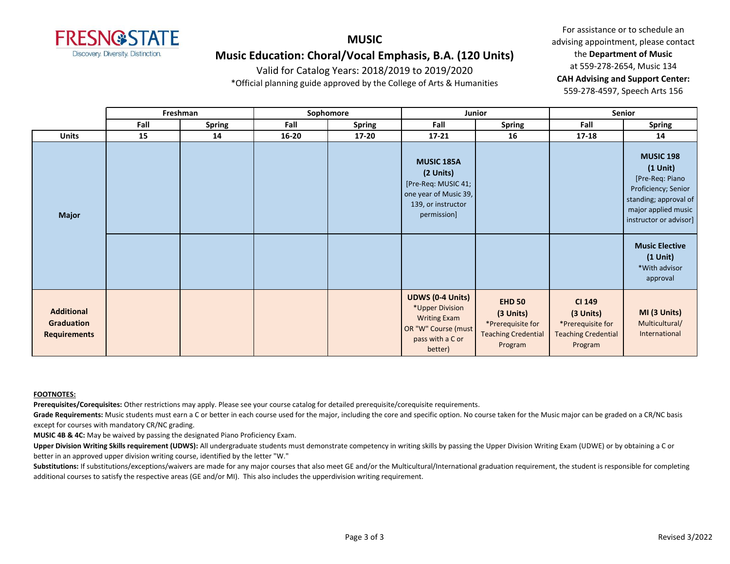# MUSIC

## Music Education: Choral/Vocal Emphasis, B.A. (120 Units)

Valid for Catalog Years: 2018/2019 to 2019/2020

*Official planning guide approved by the College of Arts & Humanities

For assistance or to schedule an advising appointment, please contact the **Department of Music** at 559-278-2654, Music 134

**CAH Advising and Support Center:** 559-278-4597, Speech Arts 156

| | Freshman | | Sophomore | | Junior | | Senior | |
|---|---|---|---|---|---|---|---|---|
| | Fall | Spring | Fall | Spring | Fall | Spring | Fall | Spring |
| **Units** | 15 | 14 | 16-20 | 17-20 | 17-21 | 16 | 17-18 | 14 |
| **Major** | | | | | **MUSIC 185A (2 Units)** [Pre-Req: MUSIC 41; one year of Music 39, 139, or instructor permission] | | | **MUSIC 198 (1 Unit)** [Pre-Req: Piano Proficiency; Senior standing; approval of major applied music instructor or advisor] |
| | | | | | | | | **Music Elective (1 Unit)** *With advisor approval |
| **Additional Graduation Requirements** | | | | | **UDWS (0-4 Units)** *Upper Division Writing Exam OR "W" Course (must pass with a C or better) | **EHD 50 (3 Units)** *Prerequisite for Teaching Credential Program | **CI 149 (3 Units)** *Prerequisite for Teaching Credential Program | **MI (3 Units)** Multicultural/ International |

**FOOTNOTES:**

**Prerequisites/Corequisites:** Other restrictions may apply. Please see your course catalog for detailed prerequisite/corequisite requirements.

**Grade Requirements:** Music students must earn a C or better in each course used for the major, including the core and specific option. No course taken for the Music major can be graded on a CR/NC basis except for courses with mandatory CR/NC grading.

**MUSIC 4B & 4C:** May be waived by passing the designated Piano Proficiency Exam.

**Upper Division Writing Skills requirement (UDWS):** All undergraduate students must demonstrate competency in writing skills by passing the Upper Division Writing Exam (UDWE) or by obtaining a C or better in an approved upper division writing course, identified by the letter "W."

**Substitutions:** If substitutions/exceptions/waivers are made for any major courses that also meet GE and/or the Multicultural/International graduation requirement, the student is responsible for completing additional courses to satisfy the respective areas (GE and/or MI). This also includes the upperdivision writing requirement.

Revised 3/2022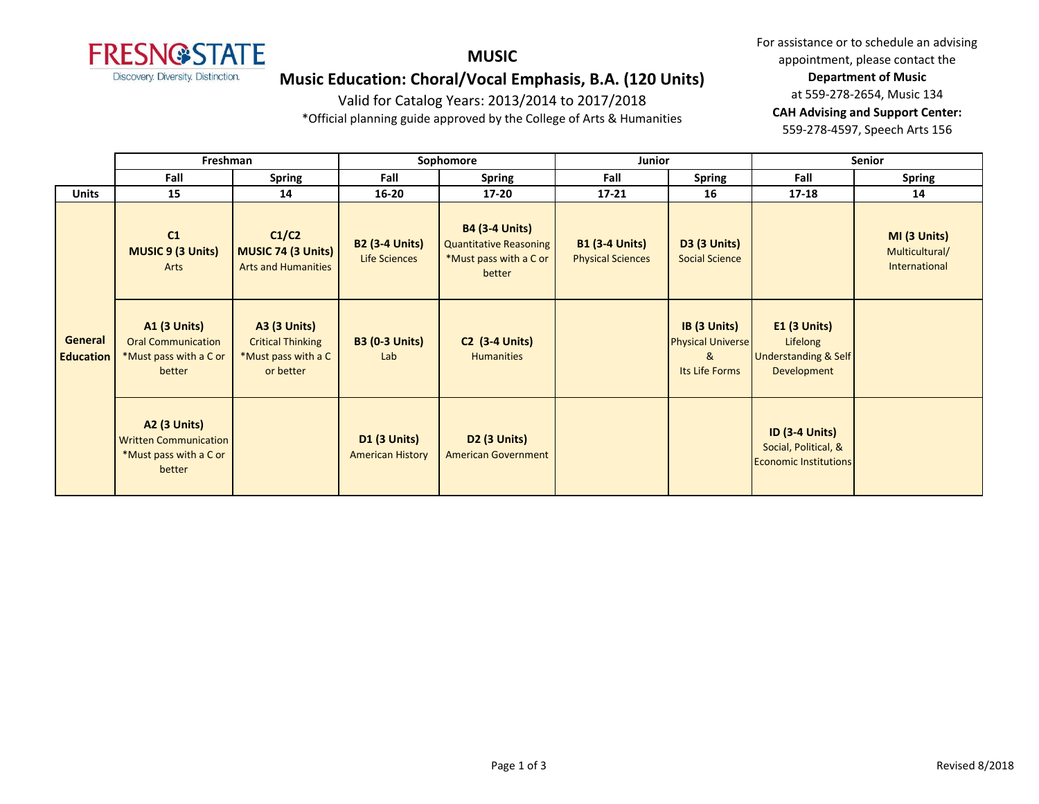# MUSIC

## Music Education: Choral/Vocal Emphasis, B.A. (120 Units)

Valid for Catalog Years: 2013/2014 to 2017/2018

*Official planning guide approved by the College of Arts & Humanities

For assistance or to schedule an advising appointment, please contact the **Department of Music** at 559-278-2654, Music 134

**CAH Advising and Support Center:** 559-278-4597, Speech Arts 156

| | Freshman | | Sophomore | | Junior | | Senior | |
|---|---|---|---|---|---|---|---|---|
| | Fall | Spring | Fall | Spring | Fall | Spring | Fall | Spring |
| **Units** | 15 | 14 | 16-20 | 17-20 | 17-21 | 16 | 17-18 | 14 |
| **General Education** | **C1** **MUSIC 9 (3 Units)** Arts | **C1/C2** **MUSIC 74 (3 Units)** Arts and Humanities | **B2 (3-4 Units)** Life Sciences | **B4 (3-4 Units)** Quantitative Reasoning *Must pass with a C or better | **B1 (3-4 Units)** Physical Sciences | **D3 (3 Units)** Social Science | | **MI (3 Units)** Multicultural/ International |
| | **A1 (3 Units)** Oral Communication *Must pass with a C or better | **A3 (3 Units)** Critical Thinking *Must pass with a C or better | **B3 (0-3 Units)** Lab | **C2 (3-4 Units)** Humanities | | **IB (3 Units)** Physical Universe & Its Life Forms | **E1 (3 Units)** Lifelong Understanding & Self Development | |
| | **A2 (3 Units)** Written Communication *Must pass with a C or better | | **D1 (3 Units)** American History | **D2 (3 Units)** American Government | | | **ID (3-4 Units)** Social, Political, & Economic Institutions | |

Revised 8/2018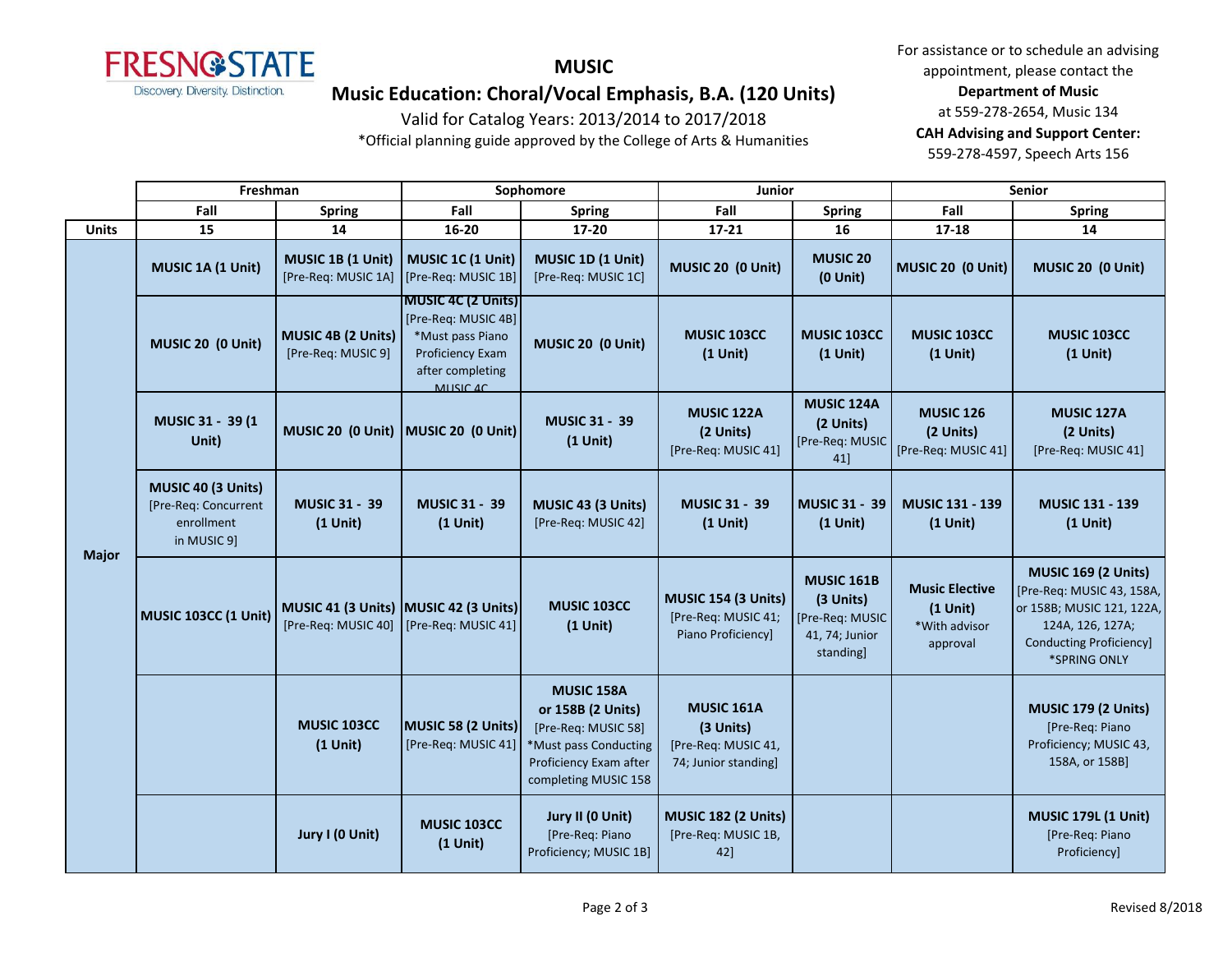**FRESNO STATE**
Discovery. Diversity. Distinction.

# MUSIC

## Music Education: Choral/Vocal Emphasis, B.A. (120 Units)

Valid for Catalog Years: 2013/2014 to 2017/2018

*Official planning guide approved by the College of Arts & Humanities

For assistance or to schedule an advising appointment, please contact the **Department of Music** at 559-278-2654, Music 134
**CAH Advising and Support Center:** 559-278-4597, Speech Arts 156

| | Freshman | | Sophomore | | Junior | | Senior | |
|---|---|---|---|---|---|---|---|---|
| | Fall | Spring | Fall | Spring | Fall | Spring | Fall | Spring |
| **Units** | 15 | 14 | 16-20 | 17-20 | 17-21 | 16 | 17-18 | 14 |
| **Major** | **MUSIC 1A (1 Unit)** | **MUSIC 1B (1 Unit)** [Pre-Req: MUSIC 1A] | **MUSIC 1C (1 Unit)** [Pre-Req: MUSIC 1B] | **MUSIC 1D (1 Unit)** [Pre-Req: MUSIC 1C] | **MUSIC 20 (0 Unit)** | **MUSIC 20 (0 Unit)** | **MUSIC 20 (0 Unit)** | **MUSIC 20 (0 Unit)** |
| | **MUSIC 20 (0 Unit)** | **MUSIC 4B (2 Units)** [Pre-Req: MUSIC 9] | **MUSIC 4C (2 Units)** [Pre-Req: MUSIC 4B] *Must pass Piano Proficiency Exam after completing MUSIC 4C | **MUSIC 20 (0 Unit)** | **MUSIC 103CC (1 Unit)** | **MUSIC 103CC (1 Unit)** | **MUSIC 103CC (1 Unit)** | **MUSIC 103CC (1 Unit)** |
| | **MUSIC 31 - 39 (1 Unit)** | **MUSIC 20 (0 Unit)** | **MUSIC 20 (0 Unit)** | **MUSIC 31 - 39 (1 Unit)** | **MUSIC 122A (2 Units)** [Pre-Req: MUSIC 41] | **MUSIC 124A (2 Units)** [Pre-Req: MUSIC 41] | **MUSIC 126 (2 Units)** [Pre-Req: MUSIC 41] | **MUSIC 127A (2 Units)** [Pre-Req: MUSIC 41] |
| | **MUSIC 40 (3 Units)** [Pre-Req: Concurrent enrollment in MUSIC 9] | **MUSIC 31 - 39 (1 Unit)** | **MUSIC 31 - 39 (1 Unit)** | **MUSIC 43 (3 Units)** [Pre-Req: MUSIC 42] | **MUSIC 31 - 39 (1 Unit)** | **MUSIC 31 - 39 (1 Unit)** | **MUSIC 131 - 139 (1 Unit)** | **MUSIC 131 - 139 (1 Unit)** |
| | **MUSIC 103CC (1 Unit)** | **MUSIC 41 (3 Units)** [Pre-Req: MUSIC 40] | **MUSIC 42 (3 Units)** [Pre-Req: MUSIC 41] | **MUSIC 103CC (1 Unit)** | **MUSIC 154 (3 Units)** [Pre-Req: MUSIC 41; Piano Proficiency] | **MUSIC 161B (3 Units)** [Pre-Req: MUSIC 41, 74; Junior standing] | **Music Elective (1 Unit)** *With advisor approval | **MUSIC 169 (2 Units)** [Pre-Req: MUSIC 43, 158A, or 158B; MUSIC 121, 122A, 124A, 126, 127A; Conducting Proficiency] *SPRING ONLY |
| | | **MUSIC 103CC (1 Unit)** | **MUSIC 58 (2 Units)** [Pre-Req: MUSIC 41] | **MUSIC 158A or 158B (2 Units)** [Pre-Req: MUSIC 58] *Must pass Conducting Proficiency Exam after completing MUSIC 158 | **MUSIC 161A (3 Units)** [Pre-Req: MUSIC 41, 74; Junior standing] | | | **MUSIC 179 (2 Units)** [Pre-Req: Piano Proficiency; MUSIC 43, 158A, or 158B] |
| | | **Jury I (0 Unit)** | **MUSIC 103CC (1 Unit)** | **Jury II (0 Unit)** [Pre-Req: Piano Proficiency; MUSIC 1B] | **MUSIC 182 (2 Units)** [Pre-Req: MUSIC 1B, 42] | | | **MUSIC 179L (1 Unit)** [Pre-Req: Piano Proficiency] |

Revised 8/2018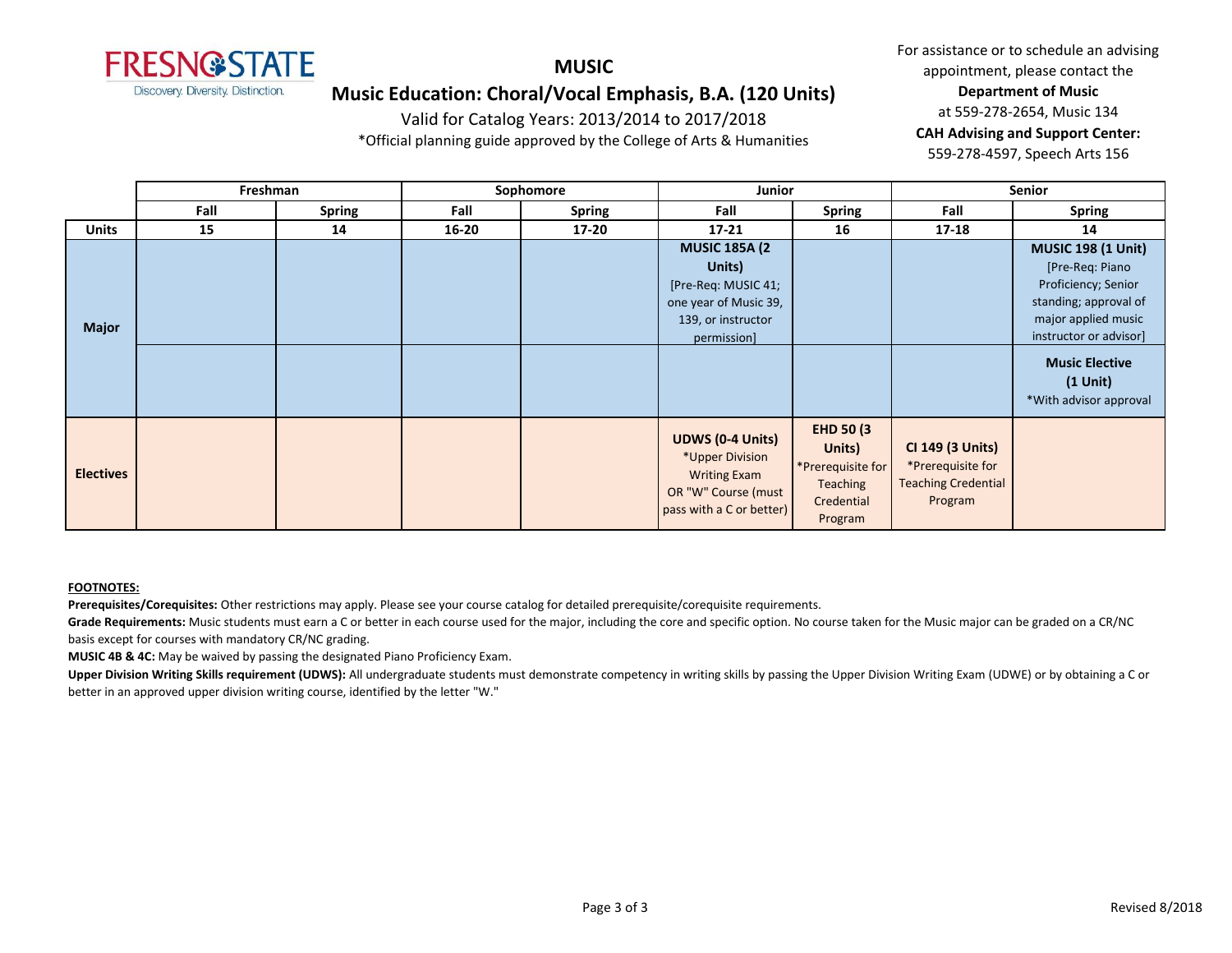# MUSIC

## Music Education: Choral/Vocal Emphasis, B.A. (120 Units)

Valid for Catalog Years: 2013/2014 to 2017/2018

*Official planning guide approved by the College of Arts & Humanities

For assistance or to schedule an advising appointment, please contact the **Department of Music** at 559-278-2654, Music 134

**CAH Advising and Support Center:** 559-278-4597, Speech Arts 156

| | Freshman | | Sophomore | | Junior | | Senior | |
|---|---|---|---|---|---|---|---|---|
| | **Fall** | **Spring** | **Fall** | **Spring** | **Fall** | **Spring** | **Fall** | **Spring** |
| **Units** | **15** | **14** | **16-20** | **17-20** | **17-21** | **16** | **17-18** | **14** |
| **Major** | | | | | **MUSIC 185A (2 Units)** [Pre-Req: MUSIC 41; one year of Music 39, 139, or instructor permission] | | | **MUSIC 198 (1 Unit)** [Pre-Req: Piano Proficiency; Senior standing; approval of major applied music instructor or advisor] |
| | | | | | | | | **Music Elective (1 Unit)** *With advisor approval |
| **Electives** | | | | | **UDWS (0-4 Units)** *Upper Division Writing Exam OR "W" Course (must pass with a C or better) | **EHD 50 (3 Units)** *Prerequisite for Teaching Credential Program | **CI 149 (3 Units)** *Prerequisite for Teaching Credential Program | |

**FOOTNOTES:**

**Prerequisites/Corequisites:** Other restrictions may apply. Please see your course catalog for detailed prerequisite/corequisite requirements.

**Grade Requirements:** Music students must earn a C or better in each course used for the major, including the core and specific option. No course taken for the Music major can be graded on a CR/NC basis except for courses with mandatory CR/NC grading.

**MUSIC 4B & 4C:** May be waived by passing the designated Piano Proficiency Exam.

**Upper Division Writing Skills requirement (UDWS):** All undergraduate students must demonstrate competency in writing skills by passing the Upper Division Writing Exam (UDWE) or by obtaining a C or better in an approved upper division writing course, identified by the letter "W."

Revised 8/2018